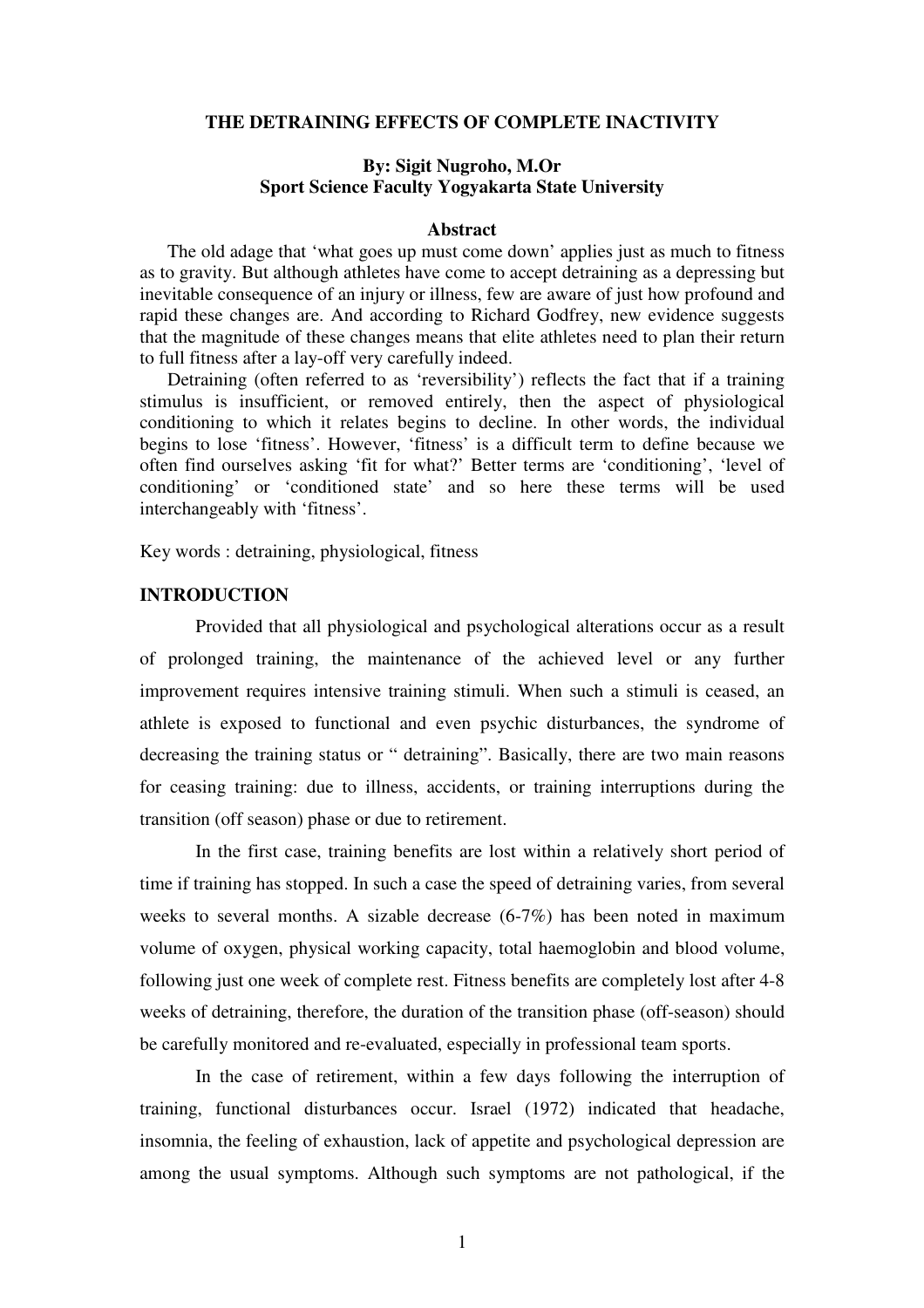# THE DETRAINING EFFECTS OF COMPLETE INACTIVITY

**By: Sigit Nugroho, M.Or**
**Sport Science Faculty Yogyakarta State University**

## Abstract

The old adage that 'what goes up must come down' applies just as much to fitness as to gravity. But although athletes have come to accept detraining as a depressing but inevitable consequence of an injury or illness, few are aware of just how profound and rapid these changes are. And according to Richard Godfrey, new evidence suggests that the magnitude of these changes means that elite athletes need to plan their return to full fitness after a lay-off very carefully indeed.

Detraining (often referred to as 'reversibility') reflects the fact that if a training stimulus is insufficient, or removed entirely, then the aspect of physiological conditioning to which it relates begins to decline. In other words, the individual begins to lose 'fitness'. However, 'fitness' is a difficult term to define because we often find ourselves asking 'fit for what?' Better terms are 'conditioning', 'level of conditioning' or 'conditioned state' and so here these terms will be used interchangeably with 'fitness'.

Key words : detraining, physiological, fitness

## INTRODUCTION

Provided that all physiological and psychological alterations occur as a result of prolonged training, the maintenance of the achieved level or any further improvement requires intensive training stimuli. When such a stimuli is ceased, an athlete is exposed to functional and even psychic disturbances, the syndrome of decreasing the training status or " detraining". Basically, there are two main reasons for ceasing training: due to illness, accidents, or training interruptions during the transition (off season) phase or due to retirement.

In the first case, training benefits are lost within a relatively short period of time if training has stopped. In such a case the speed of detraining varies, from several weeks to several months. A sizable decrease (6-7%) has been noted in maximum volume of oxygen, physical working capacity, total haemoglobin and blood volume, following just one week of complete rest. Fitness benefits are completely lost after 4-8 weeks of detraining, therefore, the duration of the transition phase (off-season) should be carefully monitored and re-evaluated, especially in professional team sports.

In the case of retirement, within a few days following the interruption of training, functional disturbances occur. Israel (1972) indicated that headache, insomnia, the feeling of exhaustion, lack of appetite and psychological depression are among the usual symptoms. Although such symptoms are not pathological, if the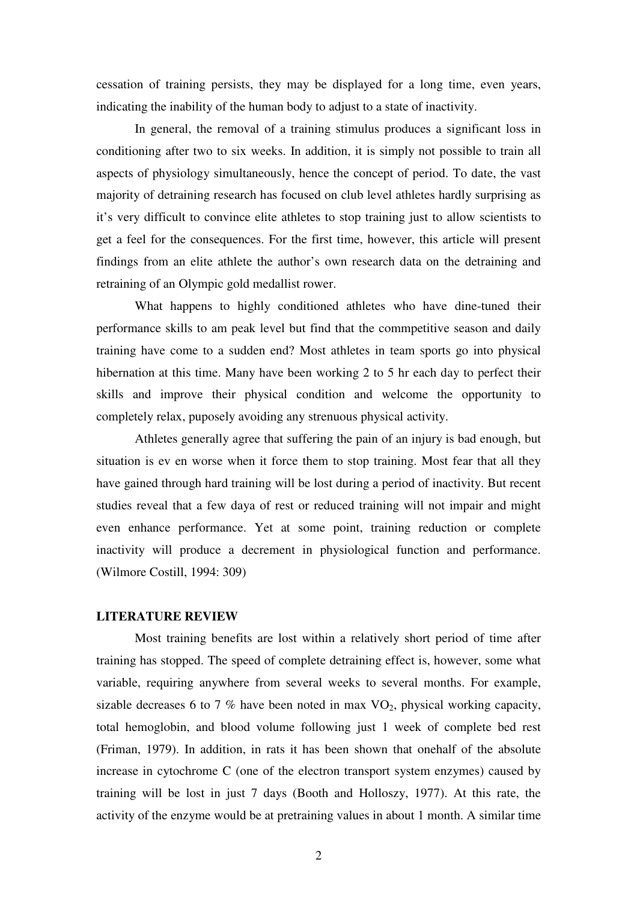cessation of training persists, they may be displayed for a long time, even years, indicating the inability of the human body to adjust to a state of inactivity.

In general, the removal of a training stimulus produces a significant loss in conditioning after two to six weeks. In addition, it is simply not possible to train all aspects of physiology simultaneously, hence the concept of period. To date, the vast majority of detraining research has focused on club level athletes hardly surprising as it's very difficult to convince elite athletes to stop training just to allow scientists to get a feel for the consequences. For the first time, however, this article will present findings from an elite athlete the author's own research data on the detraining and retraining of an Olympic gold medallist rower.

What happens to highly conditioned athletes who have dine-tuned their performance skills to am peak level but find that the commpetitive season and daily training have come to a sudden end? Most athletes in team sports go into physical hibernation at this time. Many have been working 2 to 5 hr each day to perfect their skills and improve their physical condition and welcome the opportunity to completely relax, puposely avoiding any strenuous physical activity.

Athletes generally agree that suffering the pain of an injury is bad enough, but situation is ev en worse when it force them to stop training. Most fear that all they have gained through hard training will be lost during a period of inactivity. But recent studies reveal that a few daya of rest or reduced training will not impair and might even enhance performance. Yet at some point, training reduction or complete inactivity will produce a decrement in physiological function and performance. (Wilmore Costill, 1994: 309)

**LITERATURE REVIEW**

Most training benefits are lost within a relatively short period of time after training has stopped. The speed of complete detraining effect is, however, some what variable, requiring anywhere from several weeks to several months. For example, sizable decreases 6 to 7 % have been noted in max $VO_2$, physical working capacity, total hemoglobin, and blood volume following just 1 week of complete bed rest (Friman, 1979). In addition, in rats it has been shown that onehalf of the absolute increase in cytochrome C (one of the electron transport system enzymes) caused by training will be lost in just 7 days (Booth and Holloszy, 1977). At this rate, the activity of the enzyme would be at pretraining values in about 1 month. A similar time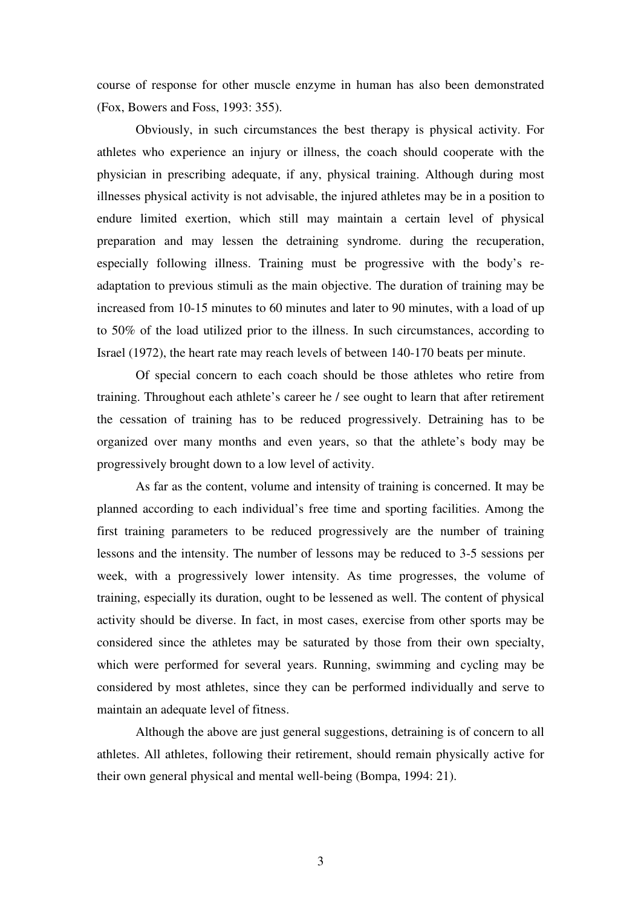course of response for other muscle enzyme in human has also been demonstrated (Fox, Bowers and Foss, 1993: 355).

Obviously, in such circumstances the best therapy is physical activity. For athletes who experience an injury or illness, the coach should cooperate with the physician in prescribing adequate, if any, physical training. Although during most illnesses physical activity is not advisable, the injured athletes may be in a position to endure limited exertion, which still may maintain a certain level of physical preparation and may lessen the detraining syndrome. during the recuperation, especially following illness. Training must be progressive with the body's re-adaptation to previous stimuli as the main objective. The duration of training may be increased from 10-15 minutes to 60 minutes and later to 90 minutes, with a load of up to 50% of the load utilized prior to the illness. In such circumstances, according to Israel (1972), the heart rate may reach levels of between 140-170 beats per minute.

Of special concern to each coach should be those athletes who retire from training. Throughout each athlete's career he / see ought to learn that after retirement the cessation of training has to be reduced progressively. Detraining has to be organized over many months and even years, so that the athlete's body may be progressively brought down to a low level of activity.

As far as the content, volume and intensity of training is concerned. It may be planned according to each individual's free time and sporting facilities. Among the first training parameters to be reduced progressively are the number of training lessons and the intensity. The number of lessons may be reduced to 3-5 sessions per week, with a progressively lower intensity. As time progresses, the volume of training, especially its duration, ought to be lessened as well. The content of physical activity should be diverse. In fact, in most cases, exercise from other sports may be considered since the athletes may be saturated by those from their own specialty, which were performed for several years. Running, swimming and cycling may be considered by most athletes, since they can be performed individually and serve to maintain an adequate level of fitness.

Although the above are just general suggestions, detraining is of concern to all athletes. All athletes, following their retirement, should remain physically active for their own general physical and mental well-being (Bompa, 1994: 21).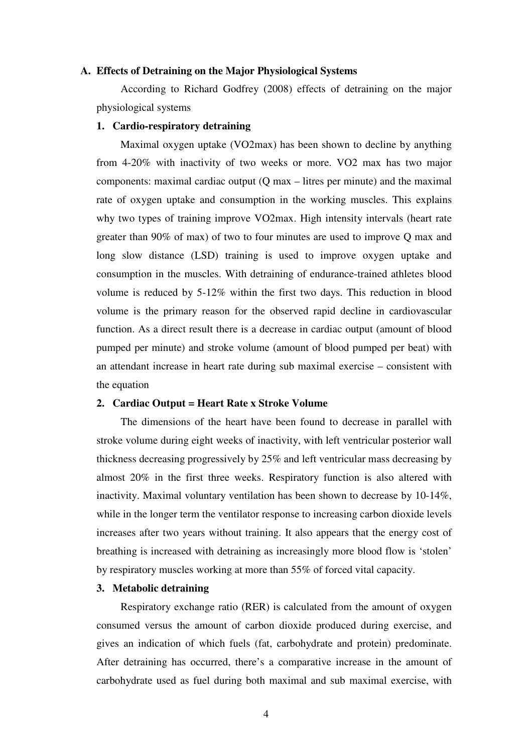### A. Effects of Detraining on the Major Physiological Systems

According to Richard Godfrey (2008) effects of detraining on the major physiological systems

#### 1. Cardio-respiratory detraining

Maximal oxygen uptake (VO2max) has been shown to decline by anything from 4-20% with inactivity of two weeks or more. VO2 max has two major components: maximal cardiac output (Q max – litres per minute) and the maximal rate of oxygen uptake and consumption in the working muscles. This explains why two types of training improve VO2max. High intensity intervals (heart rate greater than 90% of max) of two to four minutes are used to improve Q max and long slow distance (LSD) training is used to improve oxygen uptake and consumption in the muscles. With detraining of endurance-trained athletes blood volume is reduced by 5-12% within the first two days. This reduction in blood volume is the primary reason for the observed rapid decline in cardiovascular function. As a direct result there is a decrease in cardiac output (amount of blood pumped per minute) and stroke volume (amount of blood pumped per beat) with an attendant increase in heart rate during sub maximal exercise – consistent with the equation

#### 2. Cardiac Output = Heart Rate x Stroke Volume

The dimensions of the heart have been found to decrease in parallel with stroke volume during eight weeks of inactivity, with left ventricular posterior wall thickness decreasing progressively by 25% and left ventricular mass decreasing by almost 20% in the first three weeks. Respiratory function is also altered with inactivity. Maximal voluntary ventilation has been shown to decrease by 10-14%, while in the longer term the ventilator response to increasing carbon dioxide levels increases after two years without training. It also appears that the energy cost of breathing is increased with detraining as increasingly more blood flow is 'stolen' by respiratory muscles working at more than 55% of forced vital capacity.

#### 3. Metabolic detraining

Respiratory exchange ratio (RER) is calculated from the amount of oxygen consumed versus the amount of carbon dioxide produced during exercise, and gives an indication of which fuels (fat, carbohydrate and protein) predominate. After detraining has occurred, there's a comparative increase in the amount of carbohydrate used as fuel during both maximal and sub maximal exercise, with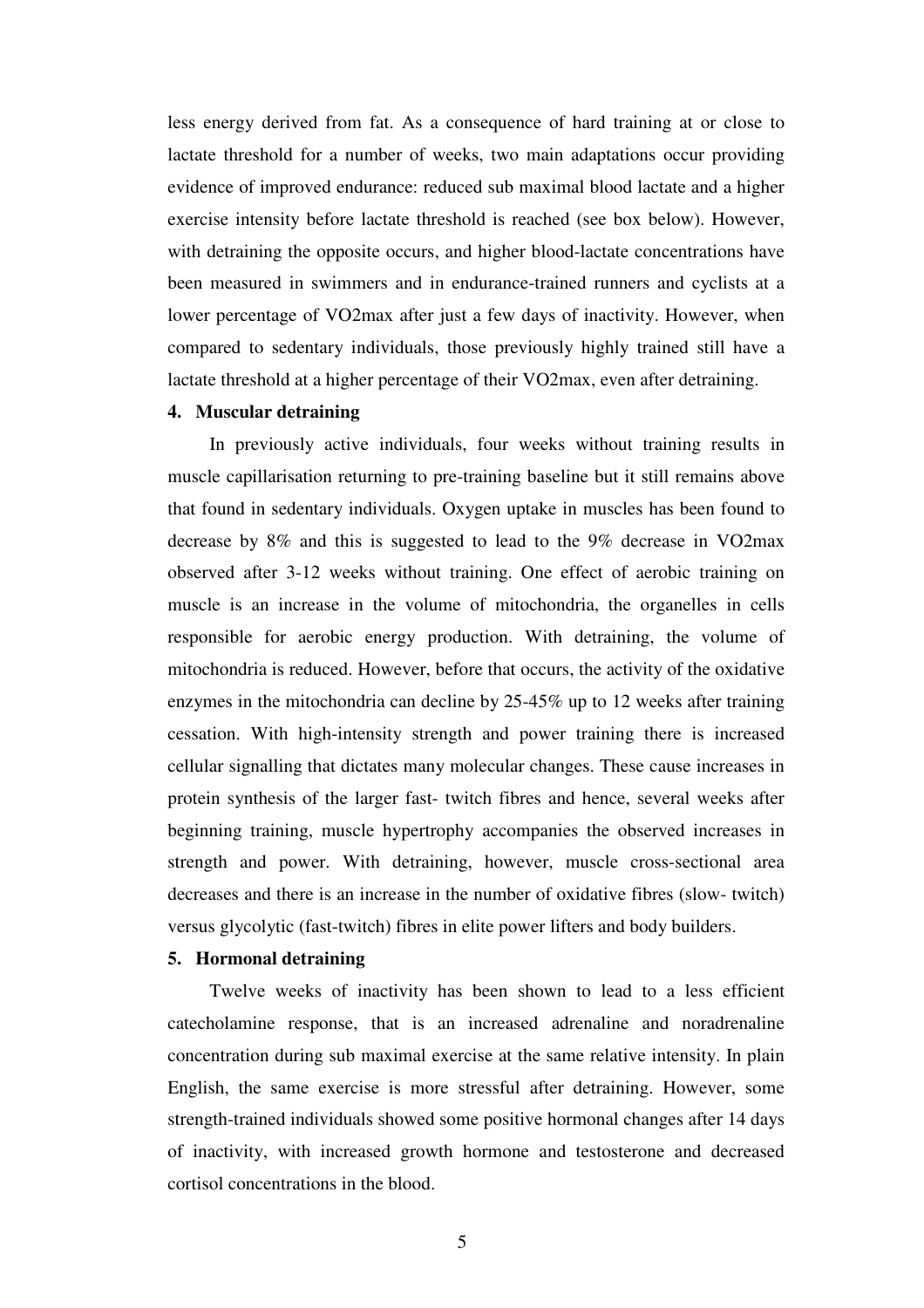less energy derived from fat. As a consequence of hard training at or close to lactate threshold for a number of weeks, two main adaptations occur providing evidence of improved endurance: reduced sub maximal blood lactate and a higher exercise intensity before lactate threshold is reached (see box below). However, with detraining the opposite occurs, and higher blood-lactate concentrations have been measured in swimmers and in endurance-trained runners and cyclists at a lower percentage of VO2max after just a few days of inactivity. However, when compared to sedentary individuals, those previously highly trained still have a lactate threshold at a higher percentage of their VO2max, even after detraining.

**4. Muscular detraining**

In previously active individuals, four weeks without training results in muscle capillarisation returning to pre-training baseline but it still remains above that found in sedentary individuals. Oxygen uptake in muscles has been found to decrease by 8% and this is suggested to lead to the 9% decrease in VO2max observed after 3-12 weeks without training. One effect of aerobic training on muscle is an increase in the volume of mitochondria, the organelles in cells responsible for aerobic energy production. With detraining, the volume of mitochondria is reduced. However, before that occurs, the activity of the oxidative enzymes in the mitochondria can decline by 25-45% up to 12 weeks after training cessation. With high-intensity strength and power training there is increased cellular signalling that dictates many molecular changes. These cause increases in protein synthesis of the larger fast- twitch fibres and hence, several weeks after beginning training, muscle hypertrophy accompanies the observed increases in strength and power. With detraining, however, muscle cross-sectional area decreases and there is an increase in the number of oxidative fibres (slow- twitch) versus glycolytic (fast-twitch) fibres in elite power lifters and body builders.

**5. Hormonal detraining**

Twelve weeks of inactivity has been shown to lead to a less efficient catecholamine response, that is an increased adrenaline and noradrenaline concentration during sub maximal exercise at the same relative intensity. In plain English, the same exercise is more stressful after detraining. However, some strength-trained individuals showed some positive hormonal changes after 14 days of inactivity, with increased growth hormone and testosterone and decreased cortisol concentrations in the blood.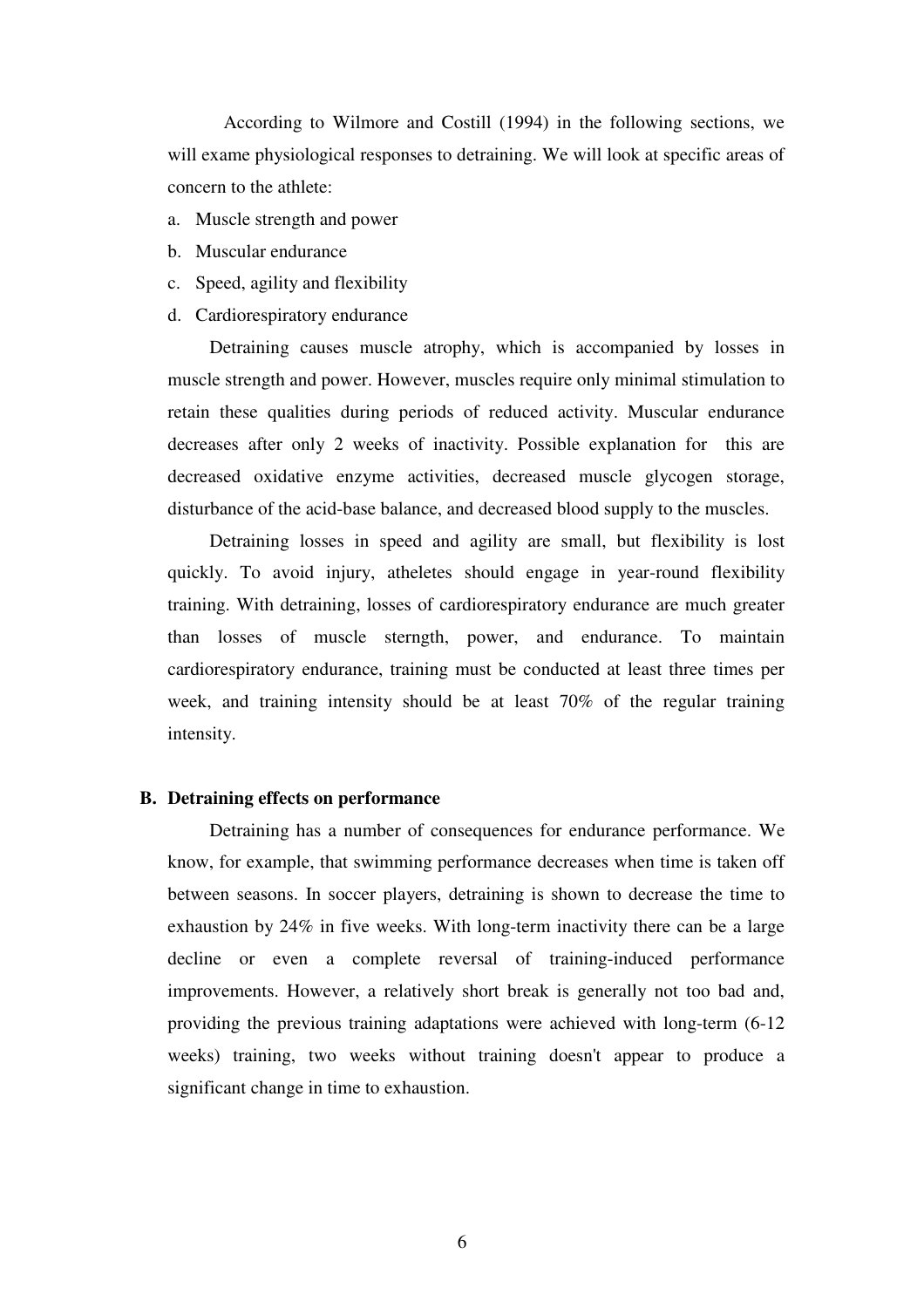According to Wilmore and Costill (1994) in the following sections, we will exame physiological responses to detraining. We will look at specific areas of concern to the athlete:

a. Muscle strength and power
b. Muscular endurance
c. Speed, agility and flexibility
d. Cardiorespiratory endurance

Detraining causes muscle atrophy, which is accompanied by losses in muscle strength and power. However, muscles require only minimal stimulation to retain these qualities during periods of reduced activity. Muscular endurance decreases after only 2 weeks of inactivity. Possible explanation for this are decreased oxidative enzyme activities, decreased muscle glycogen storage, disturbance of the acid-base balance, and decreased blood supply to the muscles.

Detraining losses in speed and agility are small, but flexibility is lost quickly. To avoid injury, atheletes should engage in year-round flexibility training. With detraining, losses of cardiorespiratory endurance are much greater than losses of muscle sterngth, power, and endurance. To maintain cardiorespiratory endurance, training must be conducted at least three times per week, and training intensity should be at least 70% of the regular training intensity.

## B. Detraining effects on performance

Detraining has a number of consequences for endurance performance. We know, for example, that swimming performance decreases when time is taken off between seasons. In soccer players, detraining is shown to decrease the time to exhaustion by 24% in five weeks. With long-term inactivity there can be a large decline or even a complete reversal of training-induced performance improvements. However, a relatively short break is generally not too bad and, providing the previous training adaptations were achieved with long-term (6-12 weeks) training, two weeks without training doesn't appear to produce a significant change in time to exhaustion.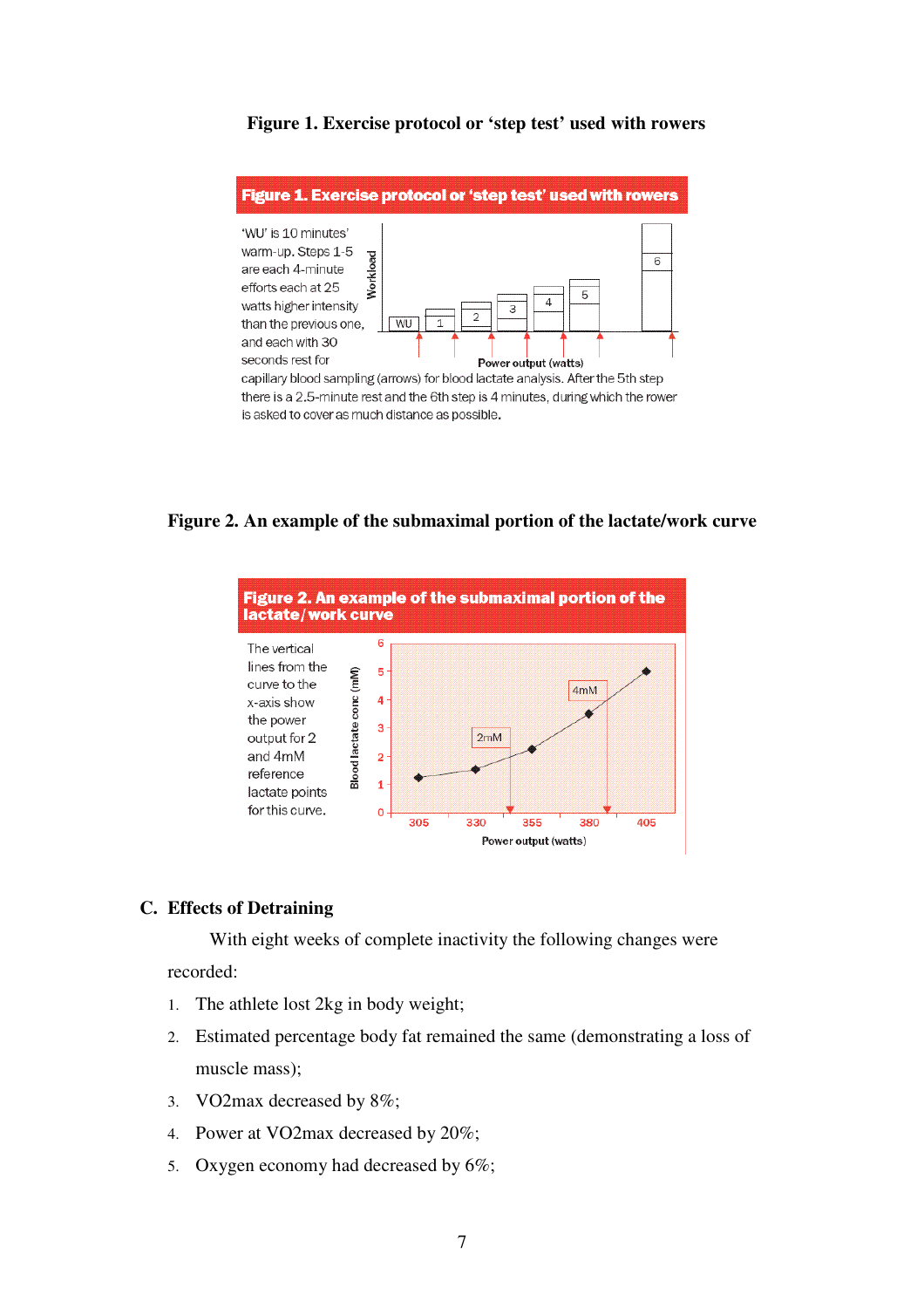**Figure 1. Exercise protocol or 'step test' used with rowers**

**Figure 1. Exercise protocol or 'step test' used with rowers**

'WU' is 10 minutes' warm-up. Steps 1-5 are each 4-minute efforts each at 25 watts higher intensity than the previous one, and each with 30 seconds rest for capillary blood sampling (arrows) for blood lactate analysis. After the 5th step there is a 2.5-minute rest and the 6th step is 4 minutes, during which the rower is asked to cover as much distance as possible.

**Figure 2. An example of the submaximal portion of the lactate/work curve**

**Figure 2. An example of the submaximal portion of the lactate/work curve**

The vertical lines from the curve to the x-axis show the power output for 2 and 4mM reference lactate points for this curve.

## C. Effects of Detraining

With eight weeks of complete inactivity the following changes were recorded:

1. The athlete lost 2kg in body weight;
2. Estimated percentage body fat remained the same (demonstrating a loss of muscle mass);
3. VO2max decreased by 8%;
4. Power at VO2max decreased by 20%;
5. Oxygen economy had decreased by 6%;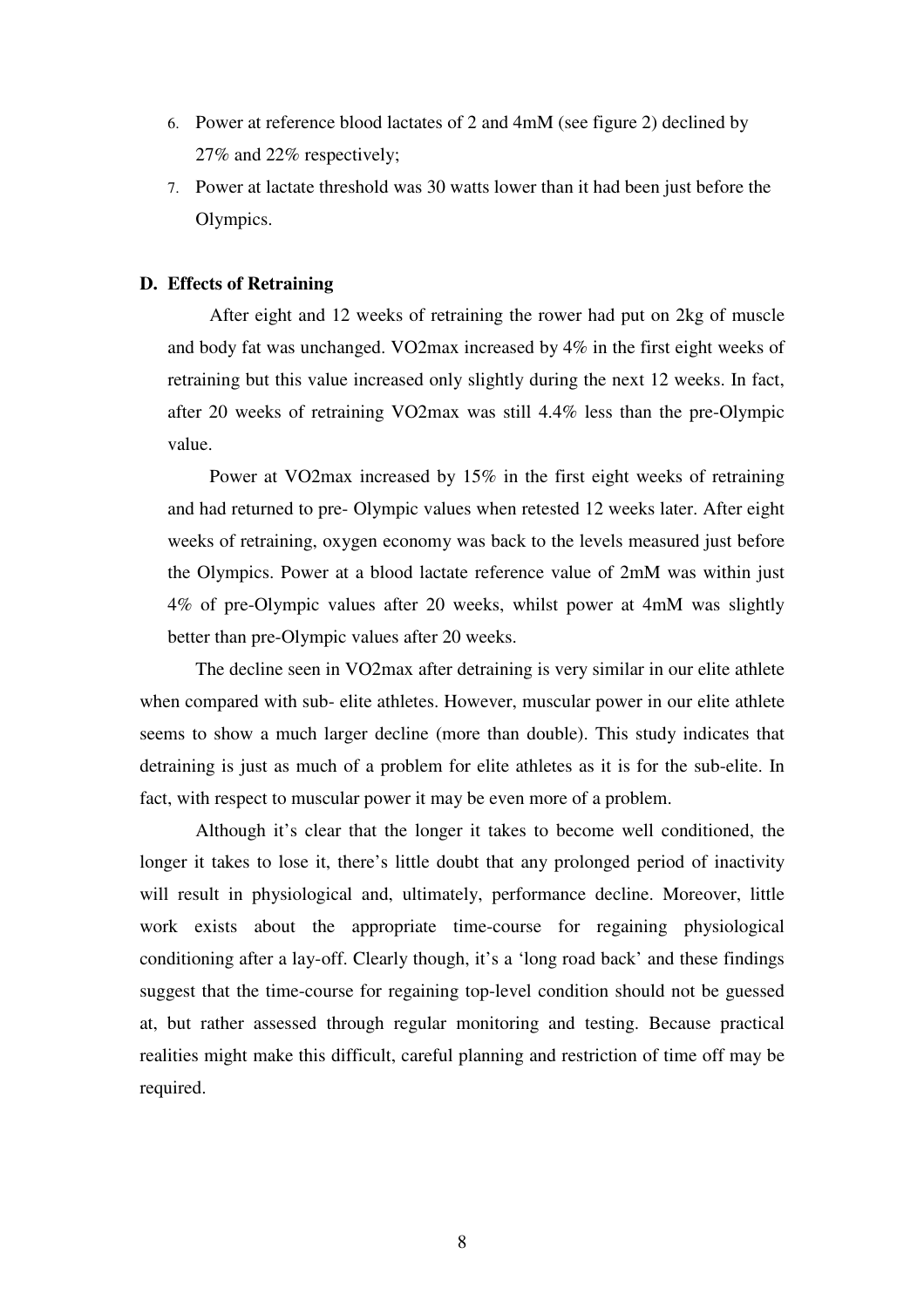6. Power at reference blood lactates of 2 and 4mM (see figure 2) declined by 27% and 22% respectively;
7. Power at lactate threshold was 30 watts lower than it had been just before the Olympics.

### D. Effects of Retraining

After eight and 12 weeks of retraining the rower had put on 2kg of muscle and body fat was unchanged. VO2max increased by 4% in the first eight weeks of retraining but this value increased only slightly during the next 12 weeks. In fact, after 20 weeks of retraining VO2max was still 4.4% less than the pre-Olympic value.

Power at VO2max increased by 15% in the first eight weeks of retraining and had returned to pre- Olympic values when retested 12 weeks later. After eight weeks of retraining, oxygen economy was back to the levels measured just before the Olympics. Power at a blood lactate reference value of 2mM was within just 4% of pre-Olympic values after 20 weeks, whilst power at 4mM was slightly better than pre-Olympic values after 20 weeks.

The decline seen in VO2max after detraining is very similar in our elite athlete when compared with sub- elite athletes. However, muscular power in our elite athlete seems to show a much larger decline (more than double). This study indicates that detraining is just as much of a problem for elite athletes as it is for the sub-elite. In fact, with respect to muscular power it may be even more of a problem.

Although it's clear that the longer it takes to become well conditioned, the longer it takes to lose it, there's little doubt that any prolonged period of inactivity will result in physiological and, ultimately, performance decline. Moreover, little work exists about the appropriate time-course for regaining physiological conditioning after a lay-off. Clearly though, it's a 'long road back' and these findings suggest that the time-course for regaining top-level condition should not be guessed at, but rather assessed through regular monitoring and testing. Because practical realities might make this difficult, careful planning and restriction of time off may be required.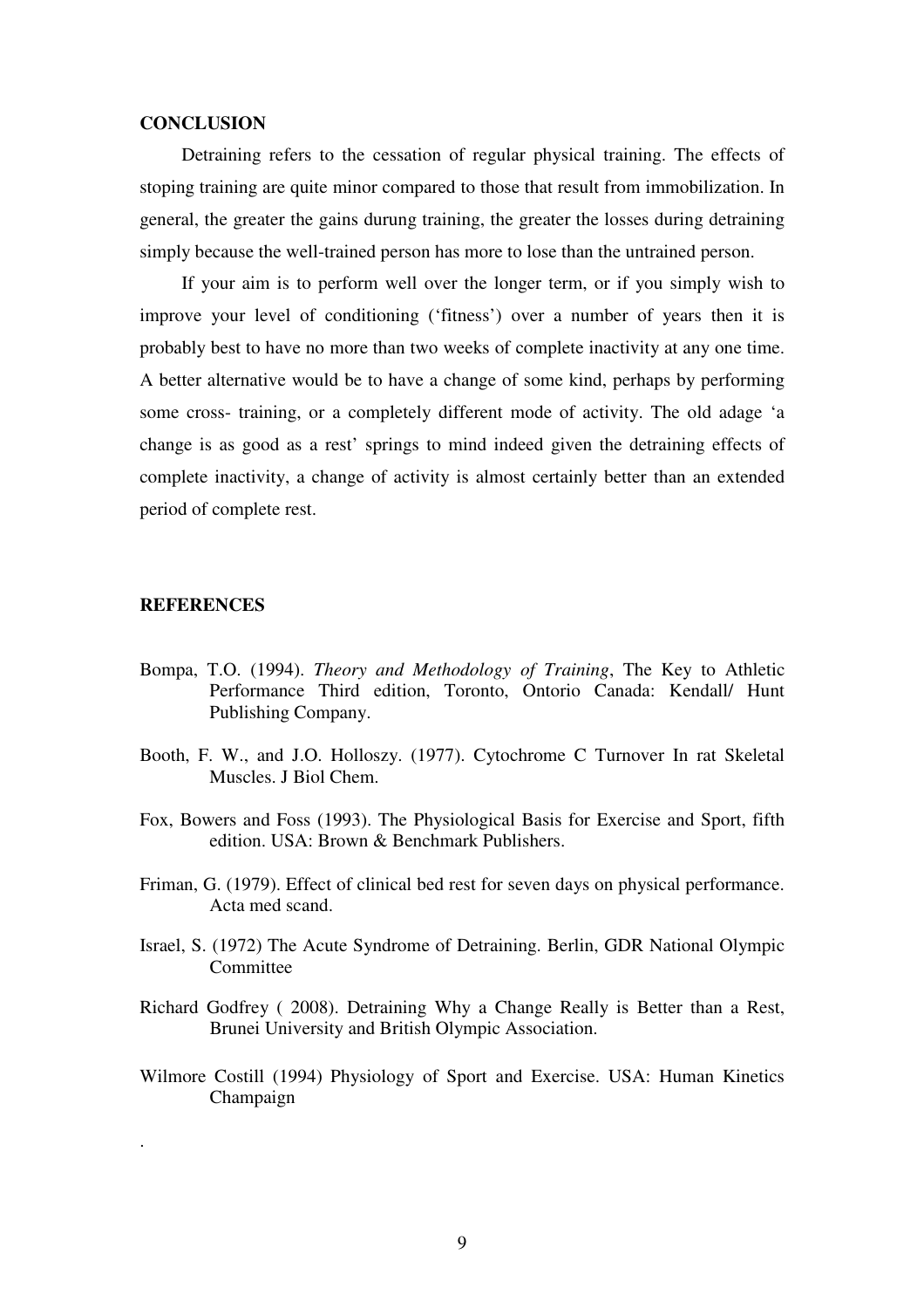## CONCLUSION

Detraining refers to the cessation of regular physical training. The effects of stoping training are quite minor compared to those that result from immobilization. In general, the greater the gains durung training, the greater the losses during detraining simply because the well-trained person has more to lose than the untrained person.

If your aim is to perform well over the longer term, or if you simply wish to improve your level of conditioning ('fitness') over a number of years then it is probably best to have no more than two weeks of complete inactivity at any one time. A better alternative would be to have a change of some kind, perhaps by performing some cross- training, or a completely different mode of activity. The old adage 'a change is as good as a rest' springs to mind indeed given the detraining effects of complete inactivity, a change of activity is almost certainly better than an extended period of complete rest.

## REFERENCES

Bompa, T.O. (1994). *Theory and Methodology of Training*, The Key to Athletic Performance Third edition, Toronto, Ontorio Canada: Kendall/ Hunt Publishing Company.

Booth, F. W., and J.O. Holloszy. (1977). Cytochrome C Turnover In rat Skeletal Muscles. J Biol Chem.

Fox, Bowers and Foss (1993). The Physiological Basis for Exercise and Sport, fifth edition. USA: Brown & Benchmark Publishers.

Friman, G. (1979). Effect of clinical bed rest for seven days on physical performance. Acta med scand.

Israel, S. (1972) The Acute Syndrome of Detraining. Berlin, GDR National Olympic Committee

Richard Godfrey ( 2008). Detraining Why a Change Really is Better than a Rest, Brunei University and British Olympic Association.

Wilmore Costill (1994) Physiology of Sport and Exercise. USA: Human Kinetics Champaign

.